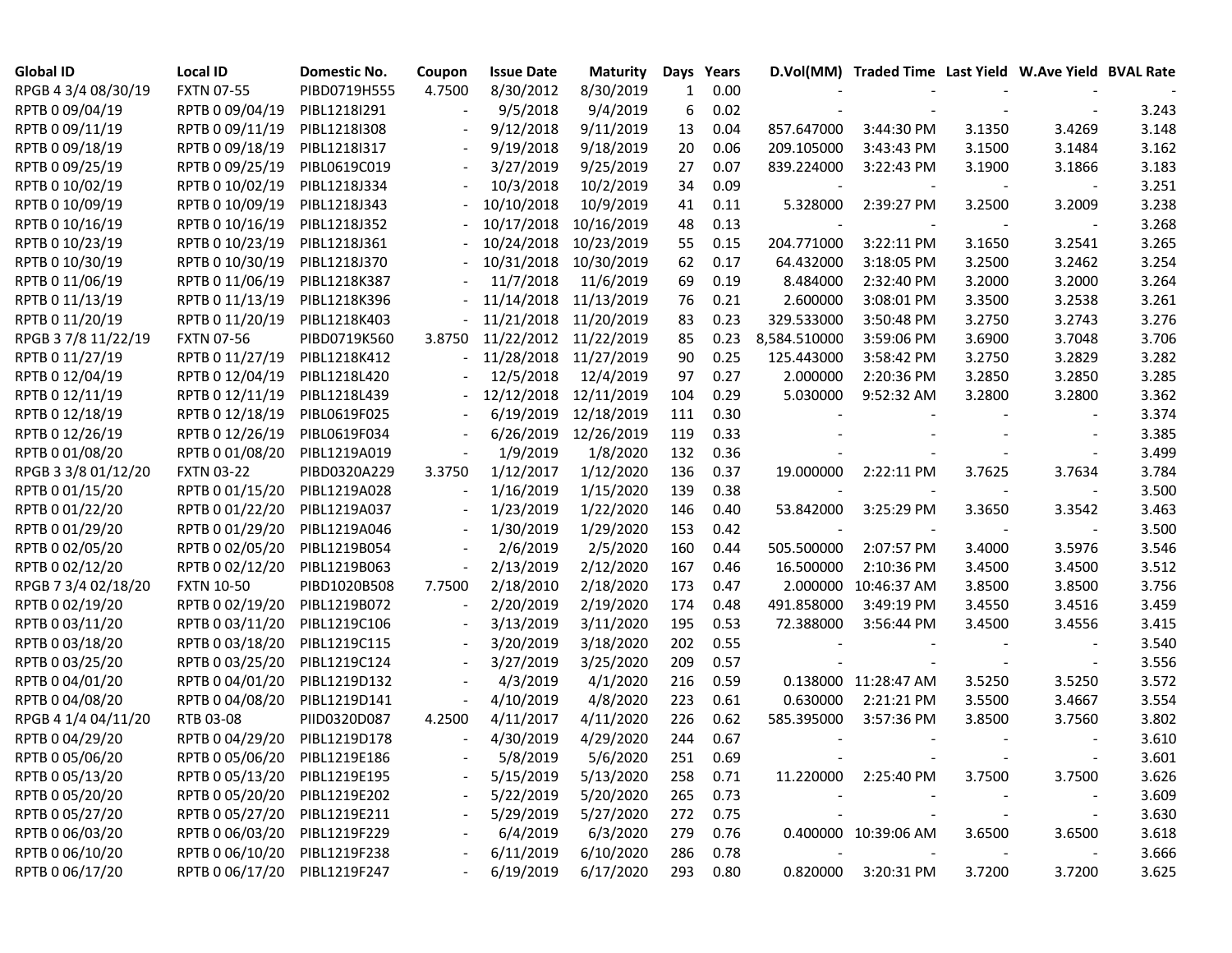| Global ID | Local ID | Domestic No. | Coupon | Issue Date | Maturity | Days | Years | D.Vol(MM) | Traded Time | Last Yield | W.Ave Yield | BVAL Rate |
|---|---|---|---|---|---|---|---|---|---|---|---|---|
| RPGB 4 3/4 08/30/19 | FXTN 07-55 | PIBD0719H555 | 4.7500 | 8/30/2012 | 8/30/2019 | 1 | 0.00 | - | - | - | - | - |
| RPTB 0 09/04/19 | RPTB 0 09/04/19 | PIBL1218I291 | - | 9/5/2018 | 9/4/2019 | 6 | 0.02 | - | - | - | - | 3.243 |
| RPTB 0 09/11/19 | RPTB 0 09/11/19 | PIBL1218I308 | - | 9/12/2018 | 9/11/2019 | 13 | 0.04 | 857.647000 | 3:44:30 PM | 3.1350 | 3.4269 | 3.148 |
| RPTB 0 09/18/19 | RPTB 0 09/18/19 | PIBL1218I317 | - | 9/19/2018 | 9/18/2019 | 20 | 0.06 | 209.105000 | 3:43:43 PM | 3.1500 | 3.1484 | 3.162 |
| RPTB 0 09/25/19 | RPTB 0 09/25/19 | PIBL0619C019 | - | 3/27/2019 | 9/25/2019 | 27 | 0.07 | 839.224000 | 3:22:43 PM | 3.1900 | 3.1866 | 3.183 |
| RPTB 0 10/02/19 | RPTB 0 10/02/19 | PIBL1218J334 | - | 10/3/2018 | 10/2/2019 | 34 | 0.09 | - | - | - | - | 3.251 |
| RPTB 0 10/09/19 | RPTB 0 10/09/19 | PIBL1218J343 | - | 10/10/2018 | 10/9/2019 | 41 | 0.11 | 5.328000 | 2:39:27 PM | 3.2500 | 3.2009 | 3.238 |
| RPTB 0 10/16/19 | RPTB 0 10/16/19 | PIBL1218J352 | - | 10/17/2018 | 10/16/2019 | 48 | 0.13 | - | - | - | - | 3.268 |
| RPTB 0 10/23/19 | RPTB 0 10/23/19 | PIBL1218J361 | - | 10/24/2018 | 10/23/2019 | 55 | 0.15 | 204.771000 | 3:22:11 PM | 3.1650 | 3.2541 | 3.265 |
| RPTB 0 10/30/19 | RPTB 0 10/30/19 | PIBL1218J370 | - | 10/31/2018 | 10/30/2019 | 62 | 0.17 | 64.432000 | 3:18:05 PM | 3.2500 | 3.2462 | 3.254 |
| RPTB 0 11/06/19 | RPTB 0 11/06/19 | PIBL1218K387 | - | 11/7/2018 | 11/6/2019 | 69 | 0.19 | 8.484000 | 2:32:40 PM | 3.2000 | 3.2000 | 3.264 |
| RPTB 0 11/13/19 | RPTB 0 11/13/19 | PIBL1218K396 | - | 11/14/2018 | 11/13/2019 | 76 | 0.21 | 2.600000 | 3:08:01 PM | 3.3500 | 3.2538 | 3.261 |
| RPTB 0 11/20/19 | RPTB 0 11/20/19 | PIBL1218K403 | - | 11/21/2018 | 11/20/2019 | 83 | 0.23 | 329.533000 | 3:50:48 PM | 3.2750 | 3.2743 | 3.276 |
| RPGB 3 7/8 11/22/19 | FXTN 07-56 | PIBD0719K560 | 3.8750 | 11/22/2012 | 11/22/2019 | 85 | 0.23 | 8,584.510000 | 3:59:06 PM | 3.6900 | 3.7048 | 3.706 |
| RPTB 0 11/27/19 | RPTB 0 11/27/19 | PIBL1218K412 | - | 11/28/2018 | 11/27/2019 | 90 | 0.25 | 125.443000 | 3:58:42 PM | 3.2750 | 3.2829 | 3.282 |
| RPTB 0 12/04/19 | RPTB 0 12/04/19 | PIBL1218L420 | - | 12/5/2018 | 12/4/2019 | 97 | 0.27 | 2.000000 | 2:20:36 PM | 3.2850 | 3.2850 | 3.285 |
| RPTB 0 12/11/19 | RPTB 0 12/11/19 | PIBL1218L439 | - | 12/12/2018 | 12/11/2019 | 104 | 0.29 | 5.030000 | 9:52:32 AM | 3.2800 | 3.2800 | 3.362 |
| RPTB 0 12/18/19 | RPTB 0 12/18/19 | PIBL0619F025 | - | 6/19/2019 | 12/18/2019 | 111 | 0.30 | - | - | - | - | 3.374 |
| RPTB 0 12/26/19 | RPTB 0 12/26/19 | PIBL0619F034 | - | 6/26/2019 | 12/26/2019 | 119 | 0.33 | - | - | - | - | 3.385 |
| RPTB 0 01/08/20 | RPTB 0 01/08/20 | PIBL1219A019 | - | 1/9/2019 | 1/8/2020 | 132 | 0.36 | - | - | - | - | 3.499 |
| RPGB 3 3/8 01/12/20 | FXTN 03-22 | PIBD0320A229 | 3.3750 | 1/12/2017 | 1/12/2020 | 136 | 0.37 | 19.000000 | 2:22:11 PM | 3.7625 | 3.7634 | 3.784 |
| RPTB 0 01/15/20 | RPTB 0 01/15/20 | PIBL1219A028 | - | 1/16/2019 | 1/15/2020 | 139 | 0.38 | - | - | - | - | 3.500 |
| RPTB 0 01/22/20 | RPTB 0 01/22/20 | PIBL1219A037 | - | 1/23/2019 | 1/22/2020 | 146 | 0.40 | 53.842000 | 3:25:29 PM | 3.3650 | 3.3542 | 3.463 |
| RPTB 0 01/29/20 | RPTB 0 01/29/20 | PIBL1219A046 | - | 1/30/2019 | 1/29/2020 | 153 | 0.42 | - | - | - | - | 3.500 |
| RPTB 0 02/05/20 | RPTB 0 02/05/20 | PIBL1219B054 | - | 2/6/2019 | 2/5/2020 | 160 | 0.44 | 505.500000 | 2:07:57 PM | 3.4000 | 3.5976 | 3.546 |
| RPTB 0 02/12/20 | RPTB 0 02/12/20 | PIBL1219B063 | - | 2/13/2019 | 2/12/2020 | 167 | 0.46 | 16.500000 | 2:10:36 PM | 3.4500 | 3.4500 | 3.512 |
| RPGB 7 3/4 02/18/20 | FXTN 10-50 | PIBD1020B508 | 7.7500 | 2/18/2010 | 2/18/2020 | 173 | 0.47 | 2.000000 | 10:46:37 AM | 3.8500 | 3.8500 | 3.756 |
| RPTB 0 02/19/20 | RPTB 0 02/19/20 | PIBL1219B072 | - | 2/20/2019 | 2/19/2020 | 174 | 0.48 | 491.858000 | 3:49:19 PM | 3.4550 | 3.4516 | 3.459 |
| RPTB 0 03/11/20 | RPTB 0 03/11/20 | PIBL1219C106 | - | 3/13/2019 | 3/11/2020 | 195 | 0.53 | 72.388000 | 3:56:44 PM | 3.4500 | 3.4556 | 3.415 |
| RPTB 0 03/18/20 | RPTB 0 03/18/20 | PIBL1219C115 | - | 3/20/2019 | 3/18/2020 | 202 | 0.55 | - | - | - | - | 3.540 |
| RPTB 0 03/25/20 | RPTB 0 03/25/20 | PIBL1219C124 | - | 3/27/2019 | 3/25/2020 | 209 | 0.57 | - | - | - | - | 3.556 |
| RPTB 0 04/01/20 | RPTB 0 04/01/20 | PIBL1219D132 | - | 4/3/2019 | 4/1/2020 | 216 | 0.59 | 0.138000 | 11:28:47 AM | 3.5250 | 3.5250 | 3.572 |
| RPTB 0 04/08/20 | RPTB 0 04/08/20 | PIBL1219D141 | - | 4/10/2019 | 4/8/2020 | 223 | 0.61 | 0.630000 | 2:21:21 PM | 3.5500 | 3.4667 | 3.554 |
| RPGB 4 1/4 04/11/20 | RTB 03-08 | PIID0320D087 | 4.2500 | 4/11/2017 | 4/11/2020 | 226 | 0.62 | 585.395000 | 3:57:36 PM | 3.8500 | 3.7560 | 3.802 |
| RPTB 0 04/29/20 | RPTB 0 04/29/20 | PIBL1219D178 | - | 4/30/2019 | 4/29/2020 | 244 | 0.67 | - | - | - | - | 3.610 |
| RPTB 0 05/06/20 | RPTB 0 05/06/20 | PIBL1219E186 | - | 5/8/2019 | 5/6/2020 | 251 | 0.69 | - | - | - | - | 3.601 |
| RPTB 0 05/13/20 | RPTB 0 05/13/20 | PIBL1219E195 | - | 5/15/2019 | 5/13/2020 | 258 | 0.71 | 11.220000 | 2:25:40 PM | 3.7500 | 3.7500 | 3.626 |
| RPTB 0 05/20/20 | RPTB 0 05/20/20 | PIBL1219E202 | - | 5/22/2019 | 5/20/2020 | 265 | 0.73 | - | - | - | - | 3.609 |
| RPTB 0 05/27/20 | RPTB 0 05/27/20 | PIBL1219E211 | - | 5/29/2019 | 5/27/2020 | 272 | 0.75 | - | - | - | - | 3.630 |
| RPTB 0 06/03/20 | RPTB 0 06/03/20 | PIBL1219F229 | - | 6/4/2019 | 6/3/2020 | 279 | 0.76 | 0.400000 | 10:39:06 AM | 3.6500 | 3.6500 | 3.618 |
| RPTB 0 06/10/20 | RPTB 0 06/10/20 | PIBL1219F238 | - | 6/11/2019 | 6/10/2020 | 286 | 0.78 | - | - | - | - | 3.666 |
| RPTB 0 06/17/20 | RPTB 0 06/17/20 | PIBL1219F247 | - | 6/19/2019 | 6/17/2020 | 293 | 0.80 | 0.820000 | 3:20:31 PM | 3.7200 | 3.7200 | 3.625 |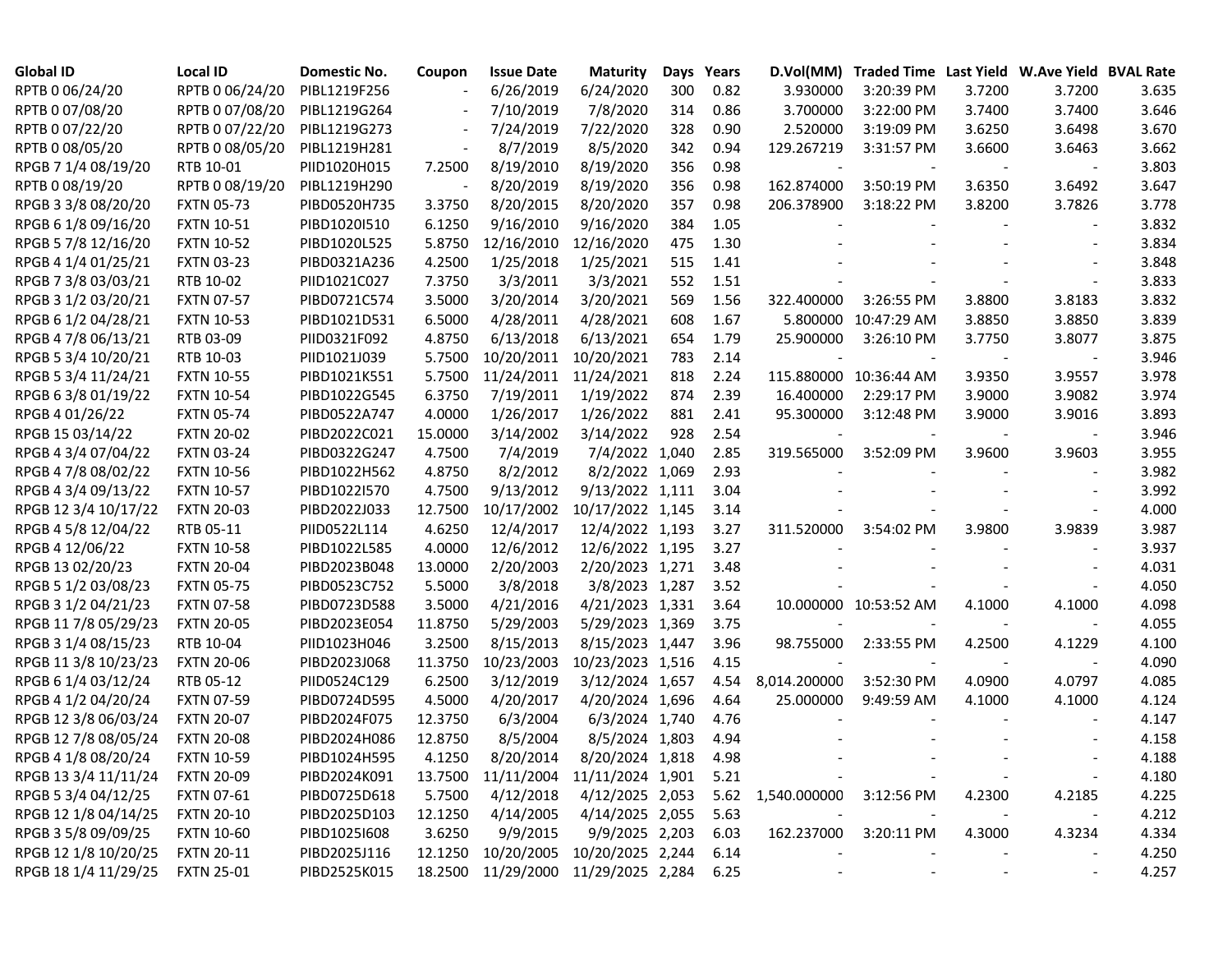| Global ID | Local ID | Domestic No. | Coupon | Issue Date | Maturity | Days | Years | D.Vol(MM) | Traded Time | Last Yield | W.Ave Yield | BVAL Rate |
|---|---|---|---|---|---|---|---|---|---|---|---|---|
| RPTB 0 06/24/20 | RPTB 0 06/24/20 | PIBL1219F256 | - | 6/26/2019 | 6/24/2020 | 300 | 0.82 | 3.930000 | 3:20:39 PM | 3.7200 | 3.7200 | 3.635 |
| RPTB 0 07/08/20 | RPTB 0 07/08/20 | PIBL1219G264 | - | 7/10/2019 | 7/8/2020 | 314 | 0.86 | 3.700000 | 3:22:00 PM | 3.7400 | 3.7400 | 3.646 |
| RPTB 0 07/22/20 | RPTB 0 07/22/20 | PIBL1219G273 | - | 7/24/2019 | 7/22/2020 | 328 | 0.90 | 2.520000 | 3:19:09 PM | 3.6250 | 3.6498 | 3.670 |
| RPTB 0 08/05/20 | RPTB 0 08/05/20 | PIBL1219H281 | - | 8/7/2019 | 8/5/2020 | 342 | 0.94 | 129.267219 | 3:31:57 PM | 3.6600 | 3.6463 | 3.662 |
| RPGB 7 1/4 08/19/20 | RTB 10-01 | PIID1020H015 | 7.2500 | 8/19/2010 | 8/19/2020 | 356 | 0.98 | - | - | - | - | 3.803 |
| RPTB 0 08/19/20 | RPTB 0 08/19/20 | PIBL1219H290 | - | 8/20/2019 | 8/19/2020 | 356 | 0.98 | 162.874000 | 3:50:19 PM | 3.6350 | 3.6492 | 3.647 |
| RPGB 3 3/8 08/20/20 | FXTN 05-73 | PIBD0520H735 | 3.3750 | 8/20/2015 | 8/20/2020 | 357 | 0.98 | 206.378900 | 3:18:22 PM | 3.8200 | 3.7826 | 3.778 |
| RPGB 6 1/8 09/16/20 | FXTN 10-51 | PIBD1020I510 | 6.1250 | 9/16/2010 | 9/16/2020 | 384 | 1.05 | - | - | - | - | 3.832 |
| RPGB 5 7/8 12/16/20 | FXTN 10-52 | PIBD1020L525 | 5.8750 | 12/16/2010 | 12/16/2020 | 475 | 1.30 | - | - | - | - | 3.834 |
| RPGB 4 1/4 01/25/21 | FXTN 03-23 | PIBD0321A236 | 4.2500 | 1/25/2018 | 1/25/2021 | 515 | 1.41 | - | - | - | - | 3.848 |
| RPGB 7 3/8 03/03/21 | RTB 10-02 | PIID1021C027 | 7.3750 | 3/3/2011 | 3/3/2021 | 552 | 1.51 | - | - | - | - | 3.833 |
| RPGB 3 1/2 03/20/21 | FXTN 07-57 | PIBD0721C574 | 3.5000 | 3/20/2014 | 3/20/2021 | 569 | 1.56 | 322.400000 | 3:26:55 PM | 3.8800 | 3.8183 | 3.832 |
| RPGB 6 1/2 04/28/21 | FXTN 10-53 | PIBD1021D531 | 6.5000 | 4/28/2011 | 4/28/2021 | 608 | 1.67 | 5.800000 | 10:47:29 AM | 3.8850 | 3.8850 | 3.839 |
| RPGB 4 7/8 06/13/21 | RTB 03-09 | PIID0321F092 | 4.8750 | 6/13/2018 | 6/13/2021 | 654 | 1.79 | 25.900000 | 3:26:10 PM | 3.7750 | 3.8077 | 3.875 |
| RPGB 5 3/4 10/20/21 | RTB 10-03 | PIID1021J039 | 5.7500 | 10/20/2011 | 10/20/2021 | 783 | 2.14 | - | - | - | - | 3.946 |
| RPGB 5 3/4 11/24/21 | FXTN 10-55 | PIBD1021K551 | 5.7500 | 11/24/2011 | 11/24/2021 | 818 | 2.24 | 115.880000 | 10:36:44 AM | 3.9350 | 3.9557 | 3.978 |
| RPGB 6 3/8 01/19/22 | FXTN 10-54 | PIBD1022G545 | 6.3750 | 7/19/2011 | 1/19/2022 | 874 | 2.39 | 16.400000 | 2:29:17 PM | 3.9000 | 3.9082 | 3.974 |
| RPGB 4 01/26/22 | FXTN 05-74 | PIBD0522A747 | 4.0000 | 1/26/2017 | 1/26/2022 | 881 | 2.41 | 95.300000 | 3:12:48 PM | 3.9000 | 3.9016 | 3.893 |
| RPGB 15 03/14/22 | FXTN 20-02 | PIBD2022C021 | 15.0000 | 3/14/2002 | 3/14/2022 | 928 | 2.54 | - | - | - | - | 3.946 |
| RPGB 4 3/4 07/04/22 | FXTN 03-24 | PIBD0322G247 | 4.7500 | 7/4/2019 | 7/4/2022 | 1,040 | 2.85 | 319.565000 | 3:52:09 PM | 3.9600 | 3.9603 | 3.955 |
| RPGB 4 7/8 08/02/22 | FXTN 10-56 | PIBD1022H562 | 4.8750 | 8/2/2012 | 8/2/2022 | 1,069 | 2.93 | - | - | - | - | 3.982 |
| RPGB 4 3/4 09/13/22 | FXTN 10-57 | PIBD1022I570 | 4.7500 | 9/13/2012 | 9/13/2022 | 1,111 | 3.04 | - | - | - | - | 3.992 |
| RPGB 12 3/4 10/17/22 | FXTN 20-03 | PIBD2022J033 | 12.7500 | 10/17/2002 | 10/17/2022 | 1,145 | 3.14 | - | - | - | - | 4.000 |
| RPGB 4 5/8 12/04/22 | RTB 05-11 | PIID0522L114 | 4.6250 | 12/4/2017 | 12/4/2022 | 1,193 | 3.27 | 311.520000 | 3:54:02 PM | 3.9800 | 3.9839 | 3.987 |
| RPGB 4 12/06/22 | FXTN 10-58 | PIBD1022L585 | 4.0000 | 12/6/2012 | 12/6/2022 | 1,195 | 3.27 | - | - | - | - | 3.937 |
| RPGB 13 02/20/23 | FXTN 20-04 | PIBD2023B048 | 13.0000 | 2/20/2003 | 2/20/2023 | 1,271 | 3.48 | - | - | - | - | 4.031 |
| RPGB 5 1/2 03/08/23 | FXTN 05-75 | PIBD0523C752 | 5.5000 | 3/8/2018 | 3/8/2023 | 1,287 | 3.52 | - | - | - | - | 4.050 |
| RPGB 3 1/2 04/21/23 | FXTN 07-58 | PIBD0723D588 | 3.5000 | 4/21/2016 | 4/21/2023 | 1,331 | 3.64 | 10.000000 | 10:53:52 AM | 4.1000 | 4.1000 | 4.098 |
| RPGB 11 7/8 05/29/23 | FXTN 20-05 | PIBD2023E054 | 11.8750 | 5/29/2003 | 5/29/2023 | 1,369 | 3.75 | - | - | - | - | 4.055 |
| RPGB 3 1/4 08/15/23 | RTB 10-04 | PIID1023H046 | 3.2500 | 8/15/2013 | 8/15/2023 | 1,447 | 3.96 | 98.755000 | 2:33:55 PM | 4.2500 | 4.1229 | 4.100 |
| RPGB 11 3/8 10/23/23 | FXTN 20-06 | PIBD2023J068 | 11.3750 | 10/23/2003 | 10/23/2023 | 1,516 | 4.15 | - | - | - | - | 4.090 |
| RPGB 6 1/4 03/12/24 | RTB 05-12 | PIID0524C129 | 6.2500 | 3/12/2019 | 3/12/2024 | 1,657 | 4.54 | 8,014.200000 | 3:52:30 PM | 4.0900 | 4.0797 | 4.085 |
| RPGB 4 1/2 04/20/24 | FXTN 07-59 | PIBD0724D595 | 4.5000 | 4/20/2017 | 4/20/2024 | 1,696 | 4.64 | 25.000000 | 9:49:59 AM | 4.1000 | 4.1000 | 4.124 |
| RPGB 12 3/8 06/03/24 | FXTN 20-07 | PIBD2024F075 | 12.3750 | 6/3/2004 | 6/3/2024 | 1,740 | 4.76 | - | - | - | - | 4.147 |
| RPGB 12 7/8 08/05/24 | FXTN 20-08 | PIBD2024H086 | 12.8750 | 8/5/2004 | 8/5/2024 | 1,803 | 4.94 | - | - | - | - | 4.158 |
| RPGB 4 1/8 08/20/24 | FXTN 10-59 | PIBD1024H595 | 4.1250 | 8/20/2014 | 8/20/2024 | 1,818 | 4.98 | - | - | - | - | 4.188 |
| RPGB 13 3/4 11/11/24 | FXTN 20-09 | PIBD2024K091 | 13.7500 | 11/11/2004 | 11/11/2024 | 1,901 | 5.21 | - | - | - | - | 4.180 |
| RPGB 5 3/4 04/12/25 | FXTN 07-61 | PIBD0725D618 | 5.7500 | 4/12/2018 | 4/12/2025 | 2,053 | 5.62 | 1,540.000000 | 3:12:56 PM | 4.2300 | 4.2185 | 4.225 |
| RPGB 12 1/8 04/14/25 | FXTN 20-10 | PIBD2025D103 | 12.1250 | 4/14/2005 | 4/14/2025 | 2,055 | 5.63 | - | - | - | - | 4.212 |
| RPGB 3 5/8 09/09/25 | FXTN 10-60 | PIBD1025I608 | 3.6250 | 9/9/2015 | 9/9/2025 | 2,203 | 6.03 | 162.237000 | 3:20:11 PM | 4.3000 | 4.3234 | 4.334 |
| RPGB 12 1/8 10/20/25 | FXTN 20-11 | PIBD2025J116 | 12.1250 | 10/20/2005 | 10/20/2025 | 2,244 | 6.14 | - | - | - | - | 4.250 |
| RPGB 18 1/4 11/29/25 | FXTN 25-01 | PIBD2525K015 | 18.2500 | 11/29/2000 | 11/29/2025 | 2,284 | 6.25 | - | - | - | - | 4.257 |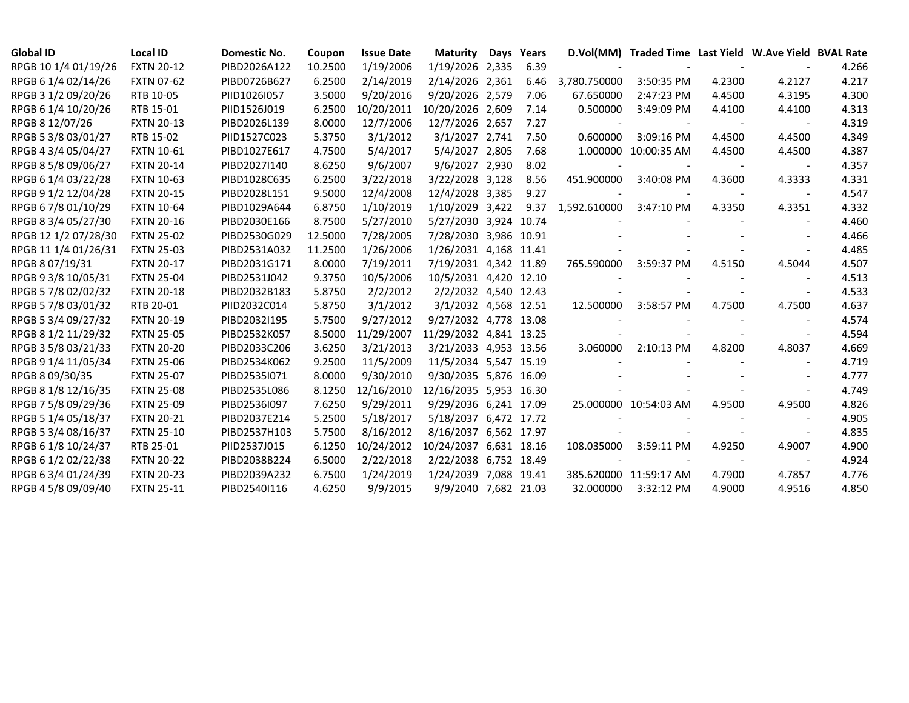| Global ID | Local ID | Domestic No. | Coupon | Issue Date | Maturity | Days | Years | D.Vol(MM) | Traded Time | Last Yield | W.Ave Yield | BVAL Rate |
|---|---|---|---|---|---|---|---|---|---|---|---|---|
| RPGB 10 1/4 01/19/26 | FXTN 20-12 | PIBD2026A122 | 10.2500 | 1/19/2006 | 1/19/2026 | 2,335 | 6.39 | - | - | - | - | 4.266 |
| RPGB 6 1/4 02/14/26 | FXTN 07-62 | PIBD0726B627 | 6.2500 | 2/14/2019 | 2/14/2026 | 2,361 | 6.46 | 3,780.750000 | 3:50:35 PM | 4.2300 | 4.2127 | 4.217 |
| RPGB 3 1/2 09/20/26 | RTB 10-05 | PIID1026I057 | 3.5000 | 9/20/2016 | 9/20/2026 | 2,579 | 7.06 | 67.650000 | 2:47:23 PM | 4.4500 | 4.3195 | 4.300 |
| RPGB 6 1/4 10/20/26 | RTB 15-01 | PIID1526J019 | 6.2500 | 10/20/2011 | 10/20/2026 | 2,609 | 7.14 | 0.500000 | 3:49:09 PM | 4.4100 | 4.4100 | 4.313 |
| RPGB 8 12/07/26 | FXTN 20-13 | PIBD2026L139 | 8.0000 | 12/7/2006 | 12/7/2026 | 2,657 | 7.27 | - | - | - | - | 4.319 |
| RPGB 5 3/8 03/01/27 | RTB 15-02 | PIID1527C023 | 5.3750 | 3/1/2012 | 3/1/2027 | 2,741 | 7.50 | 0.600000 | 3:09:16 PM | 4.4500 | 4.4500 | 4.349 |
| RPGB 4 3/4 05/04/27 | FXTN 10-61 | PIBD1027E617 | 4.7500 | 5/4/2017 | 5/4/2027 | 2,805 | 7.68 | 1.000000 | 10:00:35 AM | 4.4500 | 4.4500 | 4.387 |
| RPGB 8 5/8 09/06/27 | FXTN 20-14 | PIBD2027I140 | 8.6250 | 9/6/2007 | 9/6/2027 | 2,930 | 8.02 | - | - | - | - | 4.357 |
| RPGB 6 1/4 03/22/28 | FXTN 10-63 | PIBD1028C635 | 6.2500 | 3/22/2018 | 3/22/2028 | 3,128 | 8.56 | 451.900000 | 3:40:08 PM | 4.3600 | 4.3333 | 4.331 |
| RPGB 9 1/2 12/04/28 | FXTN 20-15 | PIBD2028L151 | 9.5000 | 12/4/2008 | 12/4/2028 | 3,385 | 9.27 | - | - | - | - | 4.547 |
| RPGB 6 7/8 01/10/29 | FXTN 10-64 | PIBD1029A644 | 6.8750 | 1/10/2019 | 1/10/2029 | 3,422 | 9.37 | 1,592.610000 | 3:47:10 PM | 4.3350 | 4.3351 | 4.332 |
| RPGB 8 3/4 05/27/30 | FXTN 20-16 | PIBD2030E166 | 8.7500 | 5/27/2010 | 5/27/2030 | 3,924 | 10.74 | - | - | - | - | 4.460 |
| RPGB 12 1/2 07/28/30 | FXTN 25-02 | PIBD2530G029 | 12.5000 | 7/28/2005 | 7/28/2030 | 3,986 | 10.91 | - | - | - | - | 4.466 |
| RPGB 11 1/4 01/26/31 | FXTN 25-03 | PIBD2531A032 | 11.2500 | 1/26/2006 | 1/26/2031 | 4,168 | 11.41 | - | - | - | - | 4.485 |
| RPGB 8 07/19/31 | FXTN 20-17 | PIBD2031G171 | 8.0000 | 7/19/2011 | 7/19/2031 | 4,342 | 11.89 | 765.590000 | 3:59:37 PM | 4.5150 | 4.5044 | 4.507 |
| RPGB 9 3/8 10/05/31 | FXTN 25-04 | PIBD2531J042 | 9.3750 | 10/5/2006 | 10/5/2031 | 4,420 | 12.10 | - | - | - | - | 4.513 |
| RPGB 5 7/8 02/02/32 | FXTN 20-18 | PIBD2032B183 | 5.8750 | 2/2/2012 | 2/2/2032 | 4,540 | 12.43 | - | - | - | - | 4.533 |
| RPGB 5 7/8 03/01/32 | RTB 20-01 | PIID2032C014 | 5.8750 | 3/1/2012 | 3/1/2032 | 4,568 | 12.51 | 12.500000 | 3:58:57 PM | 4.7500 | 4.7500 | 4.637 |
| RPGB 5 3/4 09/27/32 | FXTN 20-19 | PIBD2032I195 | 5.7500 | 9/27/2012 | 9/27/2032 | 4,778 | 13.08 | - | - | - | - | 4.574 |
| RPGB 8 1/2 11/29/32 | FXTN 25-05 | PIBD2532K057 | 8.5000 | 11/29/2007 | 11/29/2032 | 4,841 | 13.25 | - | - | - | - | 4.594 |
| RPGB 3 5/8 03/21/33 | FXTN 20-20 | PIBD2033C206 | 3.6250 | 3/21/2013 | 3/21/2033 | 4,953 | 13.56 | 3.060000 | 2:10:13 PM | 4.8200 | 4.8037 | 4.669 |
| RPGB 9 1/4 11/05/34 | FXTN 25-06 | PIBD2534K062 | 9.2500 | 11/5/2009 | 11/5/2034 | 5,547 | 15.19 | - | - | - | - | 4.719 |
| RPGB 8 09/30/35 | FXTN 25-07 | PIBD2535I071 | 8.0000 | 9/30/2010 | 9/30/2035 | 5,876 | 16.09 | - | - | - | - | 4.777 |
| RPGB 8 1/8 12/16/35 | FXTN 25-08 | PIBD2535L086 | 8.1250 | 12/16/2010 | 12/16/2035 | 5,953 | 16.30 | - | - | - | - | 4.749 |
| RPGB 7 5/8 09/29/36 | FXTN 25-09 | PIBD2536I097 | 7.6250 | 9/29/2011 | 9/29/2036 | 6,241 | 17.09 | 25.000000 | 10:54:03 AM | 4.9500 | 4.9500 | 4.826 |
| RPGB 5 1/4 05/18/37 | FXTN 20-21 | PIBD2037E214 | 5.2500 | 5/18/2017 | 5/18/2037 | 6,472 | 17.72 | - | - | - | - | 4.905 |
| RPGB 5 3/4 08/16/37 | FXTN 25-10 | PIBD2537H103 | 5.7500 | 8/16/2012 | 8/16/2037 | 6,562 | 17.97 | - | - | - | - | 4.835 |
| RPGB 6 1/8 10/24/37 | RTB 25-01 | PIID2537J015 | 6.1250 | 10/24/2012 | 10/24/2037 | 6,631 | 18.16 | 108.035000 | 3:59:11 PM | 4.9250 | 4.9007 | 4.900 |
| RPGB 6 1/2 02/22/38 | FXTN 20-22 | PIBD2038B224 | 6.5000 | 2/22/2018 | 2/22/2038 | 6,752 | 18.49 | - | - | - | - | 4.924 |
| RPGB 6 3/4 01/24/39 | FXTN 20-23 | PIBD2039A232 | 6.7500 | 1/24/2019 | 1/24/2039 | 7,088 | 19.41 | 385.620000 | 11:59:17 AM | 4.7900 | 4.7857 | 4.776 |
| RPGB 4 5/8 09/09/40 | FXTN 25-11 | PIBD2540I116 | 4.6250 | 9/9/2015 | 9/9/2040 | 7,682 | 21.03 | 32.000000 | 3:32:12 PM | 4.9000 | 4.9516 | 4.850 |